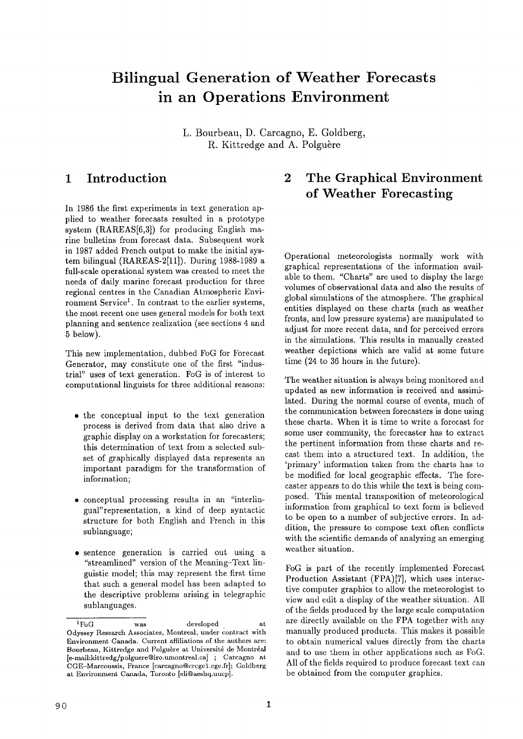# Bilingual Generation of Weather Forecasts in an Operations Environment

L. Bourbeau, D. Carcagno, E. Goldberg, R. Kittredge and A. Polguère

## 1 Introduction

In 1986 the first experiments in text generation applied to weather forecasts resulted in a prototype system (RAREAS[6,3]) for producing English marine bulletins from forecast data. Subsequent work in 1987 added French output to make the initial system bilingual (RAREAS-2[11]). During 1988-1989 a full-scale operational system was created to meet the needs of daily marine forecast production for three regional centres in the Canadian Atmospheric Environment Service[1]. In contrast to the earlier systems, the most recent one uses general models for both text planning and sentence realization (see sections 4 and 5 below).

This new implementation, dubbed FoG for Forecast Generator, may constitute one of the first "industrial" uses of text generation. FoG is of interest to computational linguists for three additional reasons:

- the conceptual input to the text generation process is derived from data that also drive a graphic display on a workstation for forecasters; this determination of text from a selected subset of graphically displayed data represents an important paradigm for the transformation of information;
- conceptual processing results in an "interlingual" representation, a kind of deep syntactic structure for both English and French in this sublanguage;
- sentence generation is carried out using a "streamlined" version of the Meaning-Text linguistic model; this may represent the first time that such a general model has been adapted to the descriptive problems arising in telegraphic sublanguages.

[1] FoG was developed at Odyssey Research Associates, Montreal, under contract with Environment Canada. Current affiliations of the authors are: Bourbeau, Kittredge and Polguère at Université de Montréal [e-mail:kittredg/polguere@iro.umontreal.ca] ; Carcagno at CGE-Marcoussis, France [carcagno@crcge1.cge.fr]; Goldberg at Environment Canada, Toronto [eli@aeshq.uucp].

## 2 The Graphical Environment of Weather Forecasting

Operational meteorologists normally work with graphical representations of the information available to them. "Charts" are used to display the large volumes of observational data and also the results of global simulations of the atmosphere. The graphical entities displayed on these charts (such as weather fronts, and low pressure systems) are manipulated to adjust for more recent data, and for perceived errors in the simulations. This results in manually created weather depictions which are valid at some future time (24 to 36 hours in the future).

The weather situation is always being monitored and updated as new information is received and assimilated. During the normal course of events, much of the communication between forecasters is done using these charts. When it is time to write a forecast for some user community, the forecaster has to extract the pertinent information from these charts and recast them into a structured text. In addition, the 'primary' information taken from the charts has to be modified for local geographic effects. The forecaster appears to do this while the text is being composed. This mental transposition of meteorological information from graphical to text form is believed to be open to a number of subjective errors. In addition, the pressure to compose text often conflicts with the scientific demands of analyzing an emerging weather situation.

FoG is part of the recently implemented Forecast Production Assistant (FPA)[7], which uses interactive computer graphics to allow the meteorologist to view and edit a display of the weather situation. All of the fields produced by the large scale computation are directly available on the FPA together with any manually produced products. This makes it possible to obtain numerical values directly from the charts and to use them in other applications such as FoG. All of the fields required to produce forecast text can be obtained from the computer graphics.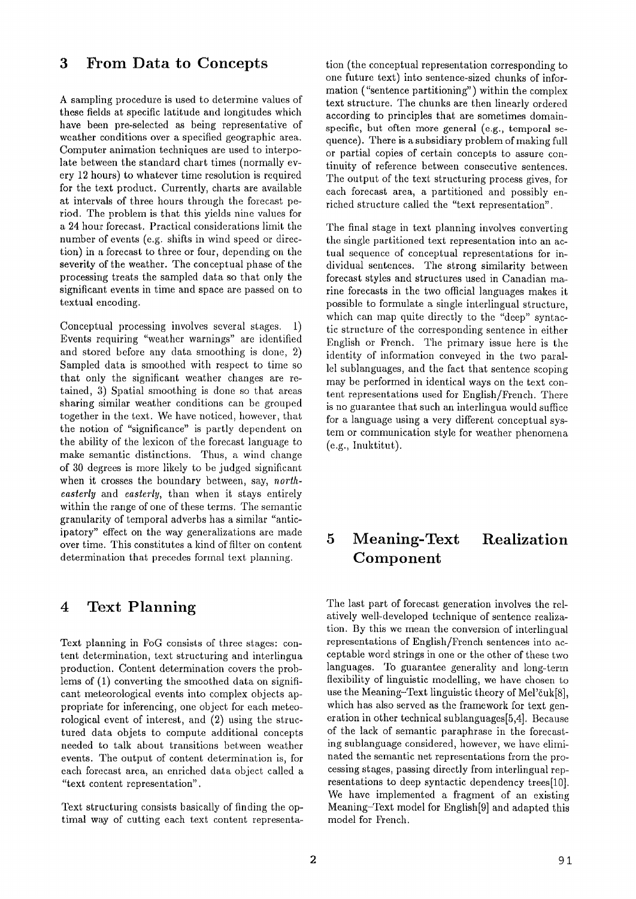## 3 From Data to Concepts

A sampling procedure is used to determine values of these fields at specific latitude and longitudes which have been pre-selected as being representative of weather conditions over a specified geographic area. Computer animation techniques are used to interpolate between the standard chart times (normally every 12 hours) to whatever time resolution is required for the text product. Currently, charts are available at intervals of three hours through the forecast period. The problem is that this yields nine values for a 24 hour forecast. Practical considerations limit the number of events (e.g. shifts in wind speed or direction) in a forecast to three or four, depending on the severity of the weather. The conceptual phase of the processing treats the sampled data so that only the significant events in time and space are passed on to textual encoding.

Conceptual processing involves several stages. 1) Events requiring "weather warnings" are identified and stored before any data smoothing is done, 2) Sampled data is smoothed with respect to time so that only the significant weather changes are retained, 3) Spatial smoothing is done so that areas sharing similar weather conditions can be grouped together in the text. We have noticed, however, that the notion of "significance" is partly dependent on the ability of the lexicon of the forecast language to make semantic distinctions. Thus, a wind change of 30 degrees is more likely to be judged significant when it crosses the boundary between, say, *northeasterly* and *easterly*, than when it stays entirely within the range of one of these terms. The semantic granularity of temporal adverbs has a similar "anticipatory" effect on the way generalizations are made over time. This constitutes a kind of filter on content determination that precedes formal text planning.

## 4 Text Planning

Text planning in FoG consists of three stages: content determination, text structuring and interlingua production. Content determination covers the problems of (1) converting the smoothed data on significant meteorological events into complex objects appropriate for inferencing, one object for each meteorological event of interest, and (2) using the structured data objets to compute additional concepts needed to talk about transitions between weather events. The output of content determination is, for each forecast area, an enriched data object called a "text content representation".

Text structuring consists basically of finding the optimal way of cutting each text content representation (the conceptual representation corresponding to one future text) into sentence-sized chunks of information ("sentence partitioning") within the complex text structure. The chunks are then linearly ordered according to principles that are sometimes domain-specific, but often more general (e.g., temporal sequence). There is a subsidiary problem of making full or partial copies of certain concepts to assure continuity of reference between consecutive sentences. The output of the text structuring process gives, for each forecast area, a partitioned and possibly enriched structure called the "text representation".

The final stage in text planning involves converting the single partitioned text representation into an actual sequence of conceptual representations for individual sentences. The strong similarity between forecast styles and structures used in Canadian marine forecasts in the two official languages makes it possible to formulate a single interlingual structure, which can map quite directly to the "deep" syntactic structure of the corresponding sentence in either English or French. The primary issue here is the identity of information conveyed in the two parallel sublanguages, and the fact that sentence scoping may be performed in identical ways on the text content representations used for English/French. There is no guarantee that such an interlingua would suffice for a language using a very different conceptual system or communication style for weather phenomena (e.g., Inuktitut).

## 5 Meaning-Text Realization Component

The last part of forecast generation involves the relatively well-developed technique of sentence realization. By this we mean the conversion of interlingual representations of English/French sentences into acceptable word strings in one or the other of these two languages. To guarantee generality and long-term flexibility of linguistic modelling, we have chosen to use the Meaning-Text linguistic theory of Mel'čuk[8], which has also served as the framework for text generation in other technical sublanguages[5,4]. Because of the lack of semantic paraphrase in the forecasting sublanguage considered, however, we have eliminated the semantic net representations from the processing stages, passing directly from interlingual representations to deep syntactic dependency trees[10]. We have implemented a fragment of an existing Meaning-Text model for English[9] and adapted this model for French.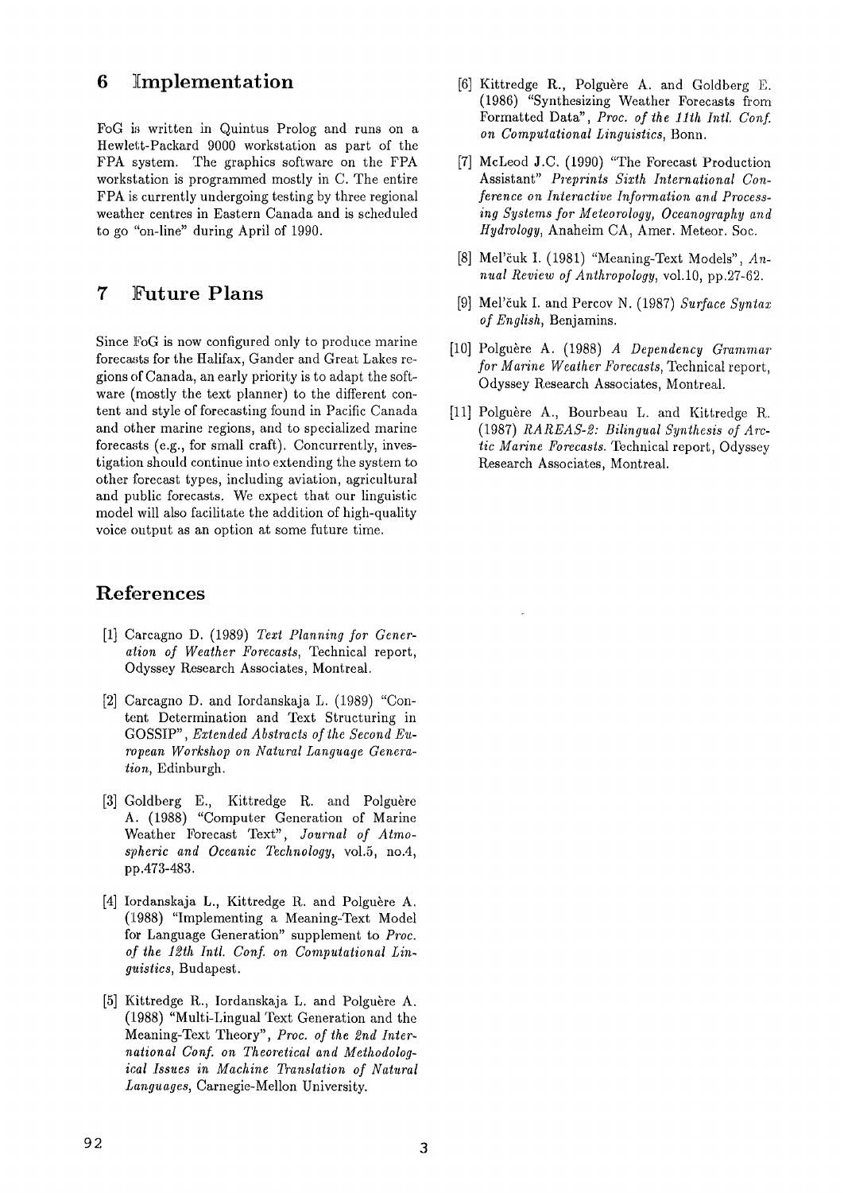## 6 Implementation

FoG is written in Quintus Prolog and runs on a Hewlett-Packard 9000 workstation as part of the FPA system. The graphics software on the FPA workstation is programmed mostly in C. The entire FPA is currently undergoing testing by three regional weather centres in Eastern Canada and is scheduled to go "on-line" during April of 1990.

## 7 Future Plans

Since FoG is now configured only to produce marine forecasts for the Halifax, Gander and Great Lakes regions of Canada, an early priority is to adapt the software (mostly the text planner) to the different content and style of forecasting found in Pacific Canada and other marine regions, and to specialized marine forecasts (e.g., for small craft). Concurrently, investigation should continue into extending the system to other forecast types, including aviation, agricultural and public forecasts. We expect that our linguistic model will also facilitate the addition of high-quality voice output as an option at some future time.

## References

[1] Carcagno D. (1989) *Text Planning for Generation of Weather Forecasts*, Technical report, Odyssey Research Associates, Montreal.

[2] Carcagno D. and Iordanskaja L. (1989) "Content Determination and Text Structuring in GOSSIP", *Extended Abstracts of the Second European Workshop on Natural Language Generation*, Edinburgh.

[3] Goldberg E., Kittredge R. and Polguère A. (1988) "Computer Generation of Marine Weather Forecast Text", *Journal of Atmospheric and Oceanic Technology*, vol.5, no.4, pp.473-483.

[4] Iordanskaja L., Kittredge R. and Polguère A. (1988) "Implementing a Meaning-Text Model for Language Generation" supplement to *Proc. of the 12th Intl. Conf. on Computational Linguistics*, Budapest.

[5] Kittredge R., Iordanskaja L. and Polguère A. (1988) "Multi-Lingual Text Generation and the Meaning-Text Theory", *Proc. of the 2nd International Conf. on Theoretical and Methodological Issues in Machine Translation of Natural Languages*, Carnegie-Mellon University.

[6] Kittredge R., Polguère A. and Goldberg E. (1986) "Synthesizing Weather Forecasts from Formatted Data", *Proc. of the 11th Intl. Conf. on Computational Linguistics*, Bonn.

[7] McLeod J.C. (1990) "The Forecast Production Assistant" *Preprints Sixth International Conference on Interactive Information and Processing Systems for Meteorology, Oceanography and Hydrology*, Anaheim CA, Amer. Meteor. Soc.

[8] Mel'čuk I. (1981) "Meaning-Text Models", *Annual Review of Anthropology*, vol.10, pp.27-62.

[9] Mel'čuk I. and Percov N. (1987) *Surface Syntax of English*, Benjamins.

[10] Polguère A. (1988) *A Dependency Grammar for Marine Weather Forecasts*, Technical report, Odyssey Research Associates, Montreal.

[11] Polguère A., Bourbeau L. and Kittredge R. (1987) *RAREAS-2: Bilingual Synthesis of Arctic Marine Forecasts.* Technical report, Odyssey Research Associates, Montreal.